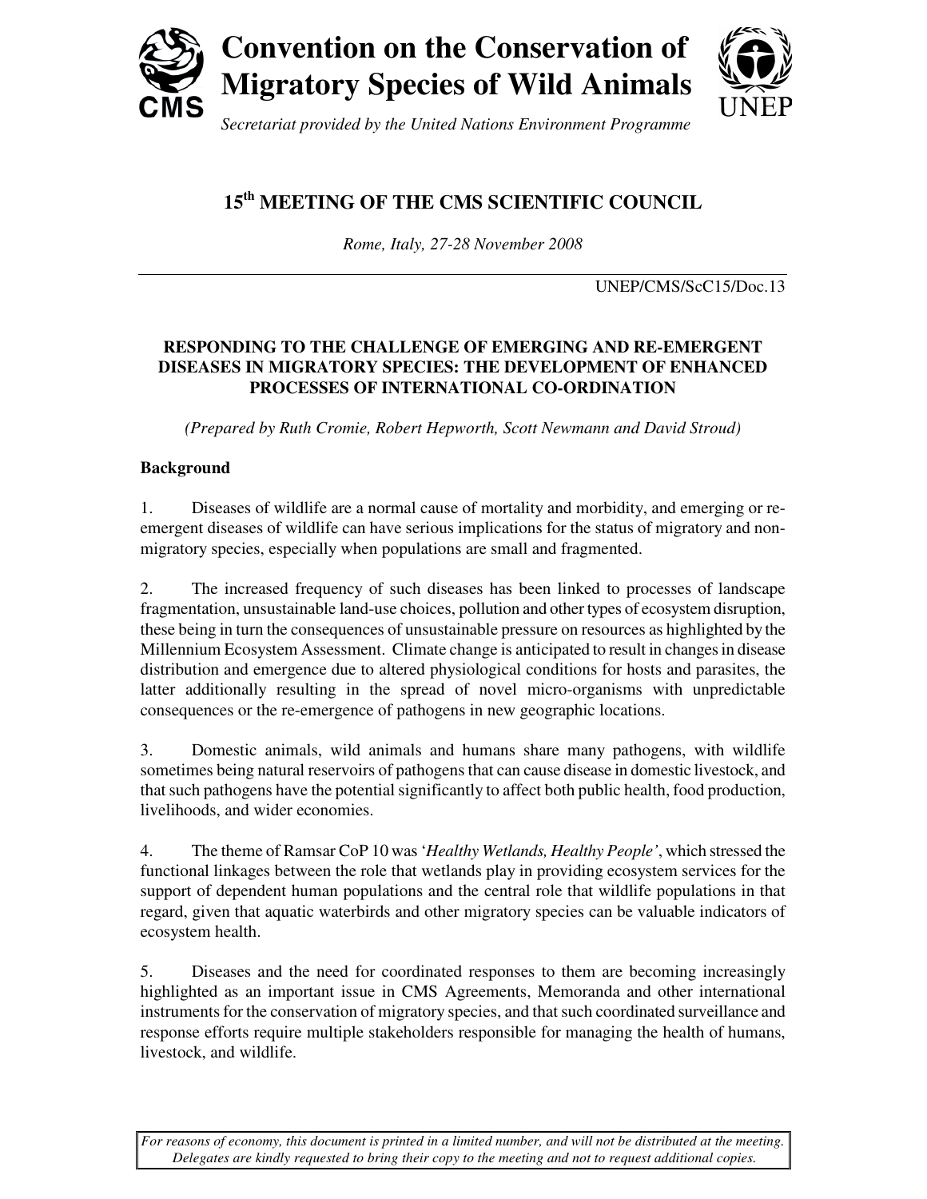# Convention on the Conservation of Migratory Species of Wild Animals

*Secretariat provided by the United Nations Environment Programme*

## 15th MEETING OF THE CMS SCIENTIFIC COUNCIL

*Rome, Italy, 27-28 November 2008*

UNEP/CMS/ScC15/Doc.13

### RESPONDING TO THE CHALLENGE OF EMERGING AND RE-EMERGENT DISEASES IN MIGRATORY SPECIES: THE DEVELOPMENT OF ENHANCED PROCESSES OF INTERNATIONAL CO-ORDINATION

*(Prepared by Ruth Cromie, Robert Hepworth, Scott Newmann and David Stroud)*

**Background**

1. Diseases of wildlife are a normal cause of mortality and morbidity, and emerging or re-emergent diseases of wildlife can have serious implications for the status of migratory and non-migratory species, especially when populations are small and fragmented.

2. The increased frequency of such diseases has been linked to processes of landscape fragmentation, unsustainable land-use choices, pollution and other types of ecosystem disruption, these being in turn the consequences of unsustainable pressure on resources as highlighted by the Millennium Ecosystem Assessment. Climate change is anticipated to result in changes in disease distribution and emergence due to altered physiological conditions for hosts and parasites, the latter additionally resulting in the spread of novel micro-organisms with unpredictable consequences or the re-emergence of pathogens in new geographic locations.

3. Domestic animals, wild animals and humans share many pathogens, with wildlife sometimes being natural reservoirs of pathogens that can cause disease in domestic livestock, and that such pathogens have the potential significantly to affect both public health, food production, livelihoods, and wider economies.

4. The theme of Ramsar CoP 10 was '*Healthy Wetlands, Healthy People*', which stressed the functional linkages between the role that wetlands play in providing ecosystem services for the support of dependent human populations and the central role that wildlife populations in that regard, given that aquatic waterbirds and other migratory species can be valuable indicators of ecosystem health.

5. Diseases and the need for coordinated responses to them are becoming increasingly highlighted as an important issue in CMS Agreements, Memoranda and other international instruments for the conservation of migratory species, and that such coordinated surveillance and response efforts require multiple stakeholders responsible for managing the health of humans, livestock, and wildlife.

*For reasons of economy, this document is printed in a limited number, and will not be distributed at the meeting. Delegates are kindly requested to bring their copy to the meeting and not to request additional copies.*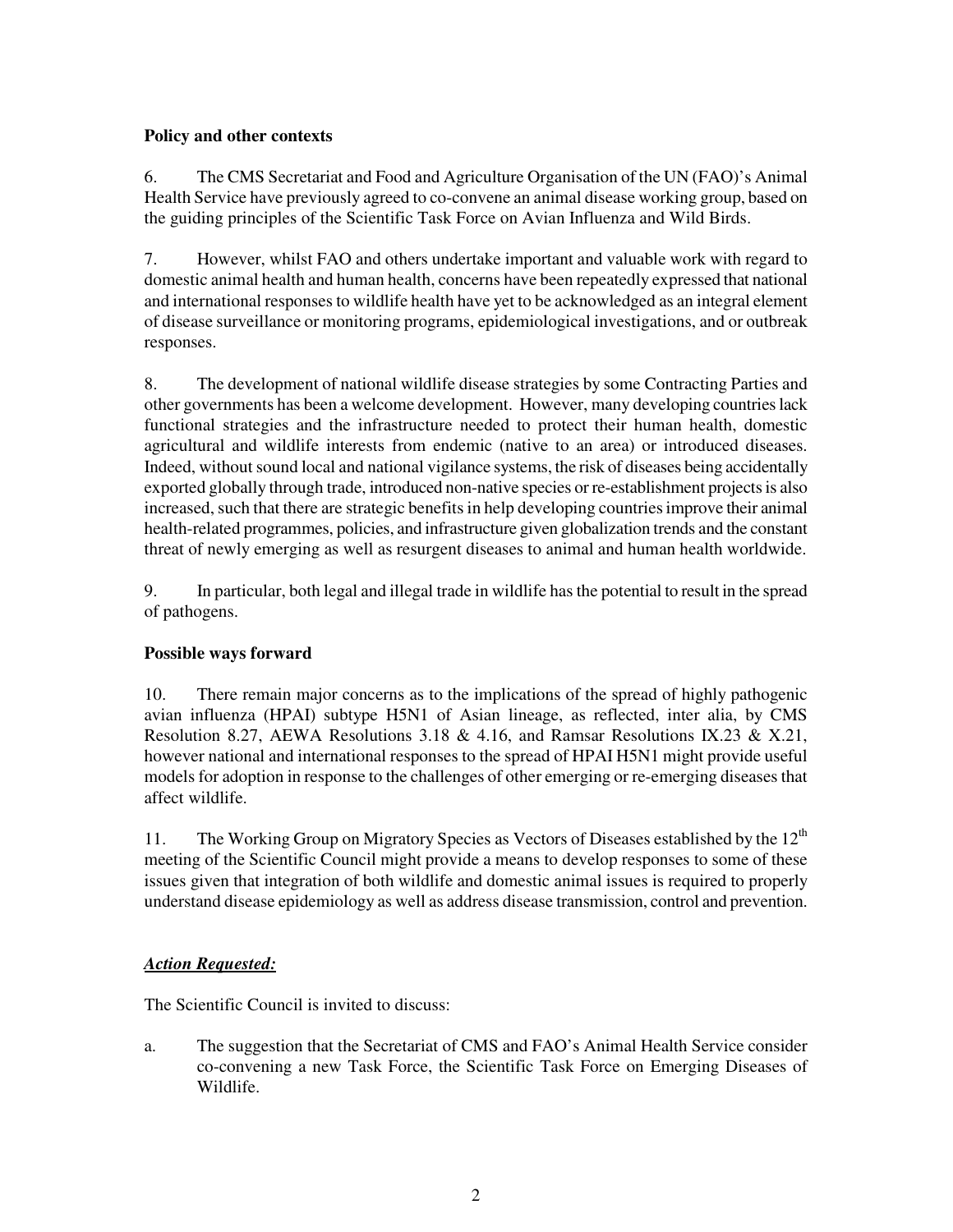**Policy and other contexts**

6. The CMS Secretariat and Food and Agriculture Organisation of the UN (FAO)'s Animal Health Service have previously agreed to co-convene an animal disease working group, based on the guiding principles of the Scientific Task Force on Avian Influenza and Wild Birds.

7. However, whilst FAO and others undertake important and valuable work with regard to domestic animal health and human health, concerns have been repeatedly expressed that national and international responses to wildlife health have yet to be acknowledged as an integral element of disease surveillance or monitoring programs, epidemiological investigations, and or outbreak responses.

8. The development of national wildlife disease strategies by some Contracting Parties and other governments has been a welcome development. However, many developing countries lack functional strategies and the infrastructure needed to protect their human health, domestic agricultural and wildlife interests from endemic (native to an area) or introduced diseases. Indeed, without sound local and national vigilance systems, the risk of diseases being accidentally exported globally through trade, introduced non-native species or re-establishment projects is also increased, such that there are strategic benefits in help developing countries improve their animal health-related programmes, policies, and infrastructure given globalization trends and the constant threat of newly emerging as well as resurgent diseases to animal and human health worldwide.

9. In particular, both legal and illegal trade in wildlife has the potential to result in the spread of pathogens.

**Possible ways forward**

10. There remain major concerns as to the implications of the spread of highly pathogenic avian influenza (HPAI) subtype H5N1 of Asian lineage, as reflected, inter alia, by CMS Resolution 8.27, AEWA Resolutions 3.18 & 4.16, and Ramsar Resolutions IX.23 & X.21, however national and international responses to the spread of HPAI H5N1 might provide useful models for adoption in response to the challenges of other emerging or re-emerging diseases that affect wildlife.

11. The Working Group on Migratory Species as Vectors of Diseases established by the 12$^{th}$ meeting of the Scientific Council might provide a means to develop responses to some of these issues given that integration of both wildlife and domestic animal issues is required to properly understand disease epidemiology as well as address disease transmission, control and prevention.

***Action Requested:***

The Scientific Council is invited to discuss:

a. The suggestion that the Secretariat of CMS and FAO's Animal Health Service consider co-convening a new Task Force, the Scientific Task Force on Emerging Diseases of Wildlife.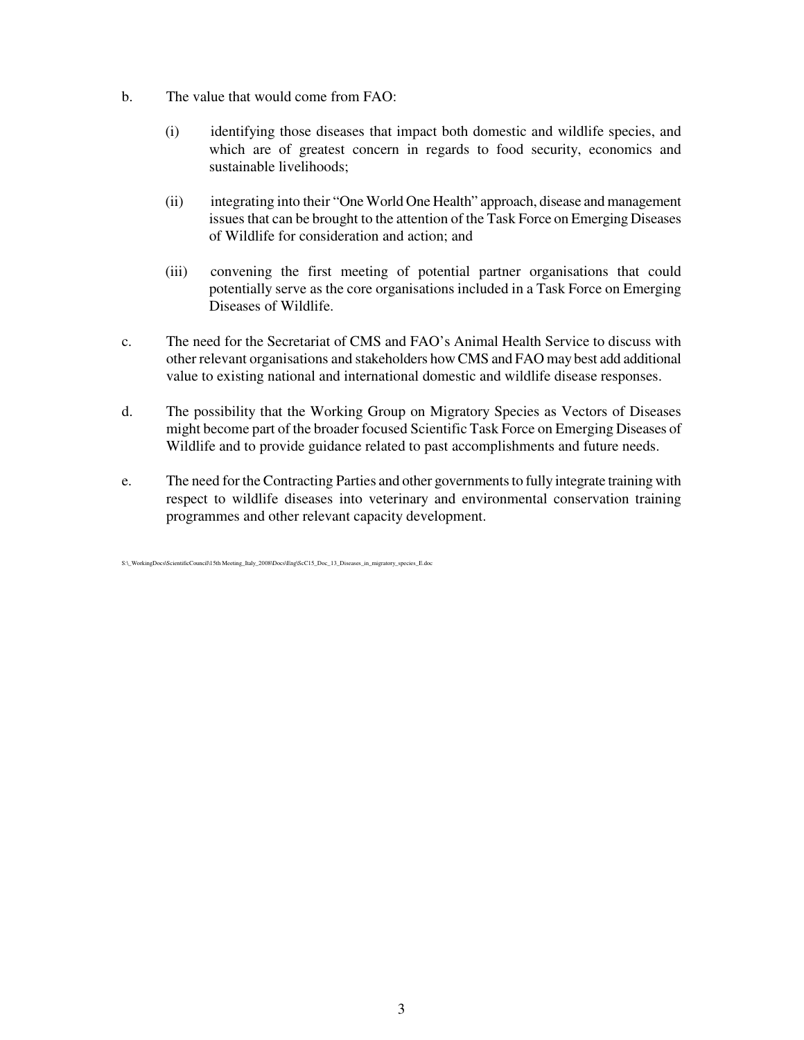b. The value that would come from FAO:

   (i) identifying those diseases that impact both domestic and wildlife species, and which are of greatest concern in regards to food security, economics and sustainable livelihoods;

   (ii) integrating into their "One World One Health" approach, disease and management issues that can be brought to the attention of the Task Force on Emerging Diseases of Wildlife for consideration and action; and

   (iii) convening the first meeting of potential partner organisations that could potentially serve as the core organisations included in a Task Force on Emerging Diseases of Wildlife.

c. The need for the Secretariat of CMS and FAO's Animal Health Service to discuss with other relevant organisations and stakeholders how CMS and FAO may best add additional value to existing national and international domestic and wildlife disease responses.

d. The possibility that the Working Group on Migratory Species as Vectors of Diseases might become part of the broader focused Scientific Task Force on Emerging Diseases of Wildlife and to provide guidance related to past accomplishments and future needs.

e. The need for the Contracting Parties and other governments to fully integrate training with respect to wildlife diseases into veterinary and environmental conservation training programmes and other relevant capacity development.

S:\_WorkingDocs\ScientificCouncil\15th Meeting_Italy_2008\Docs\Eng\ScC15_Doc_13_Diseases_in_migratory_species_E.doc